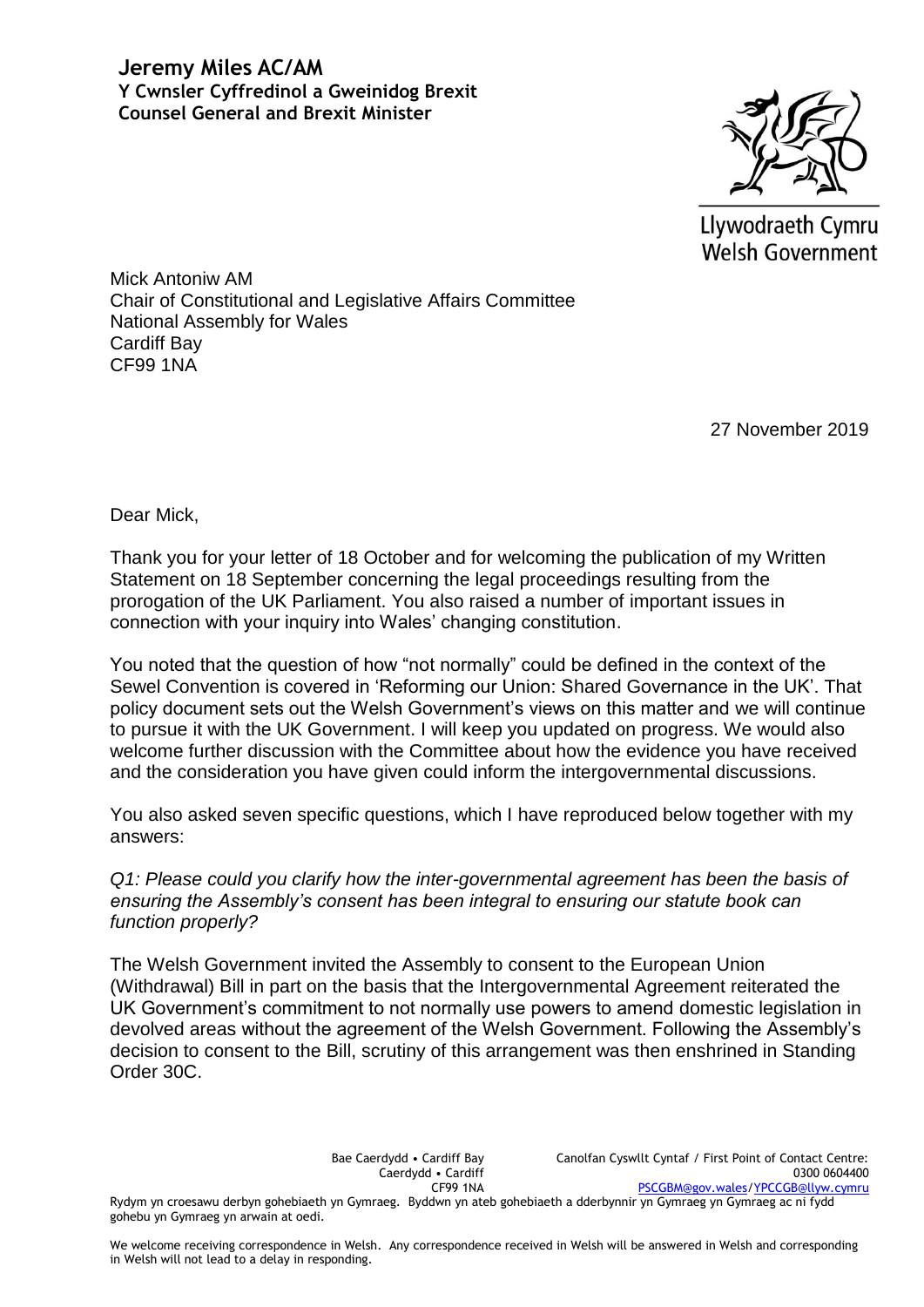**Jeremy Miles AC/AM**
**Y Cwnsler Cyffredinol a Gweinidog Brexit**
**Counsel General and Brexit Minister**

Llywodraeth Cymru
Welsh Government

Mick Antoniw AM
Chair of Constitutional and Legislative Affairs Committee
National Assembly for Wales
Cardiff Bay
CF99 1NA

27 November 2019

Dear Mick,

Thank you for your letter of 18 October and for welcoming the publication of my Written Statement on 18 September concerning the legal proceedings resulting from the prorogation of the UK Parliament. You also raised a number of important issues in connection with your inquiry into Wales' changing constitution.

You noted that the question of how "not normally" could be defined in the context of the Sewel Convention is covered in 'Reforming our Union: Shared Governance in the UK'. That policy document sets out the Welsh Government's views on this matter and we will continue to pursue it with the UK Government. I will keep you updated on progress. We would also welcome further discussion with the Committee about how the evidence you have received and the consideration you have given could inform the intergovernmental discussions.

You also asked seven specific questions, which I have reproduced below together with my answers:

*Q1: Please could you clarify how the inter-governmental agreement has been the basis of ensuring the Assembly's consent has been integral to ensuring our statute book can function properly?*

The Welsh Government invited the Assembly to consent to the European Union (Withdrawal) Bill in part on the basis that the Intergovernmental Agreement reiterated the UK Government's commitment to not normally use powers to amend domestic legislation in devolved areas without the agreement of the Welsh Government. Following the Assembly's decision to consent to the Bill, scrutiny of this arrangement was then enshrined in Standing Order 30C.

Bae Caerdydd • Cardiff Bay
Caerdydd • Cardiff
CF99 1NA

Canolfan Cyswllt Cyntaf / First Point of Contact Centre:
0300 0604400
PSCGBM@gov.wales/YPCCGB@llyw.cymru

Rydym yn croesawu derbyn gohebiaeth yn Gymraeg. Byddwn yn ateb gohebiaeth a dderbynnir yn Gymraeg yn Gymraeg ac ni fydd gohebu yn Gymraeg yn arwain at oedi.

We welcome receiving correspondence in Welsh. Any correspondence received in Welsh will be answered in Welsh and corresponding in Welsh will not lead to a delay in responding.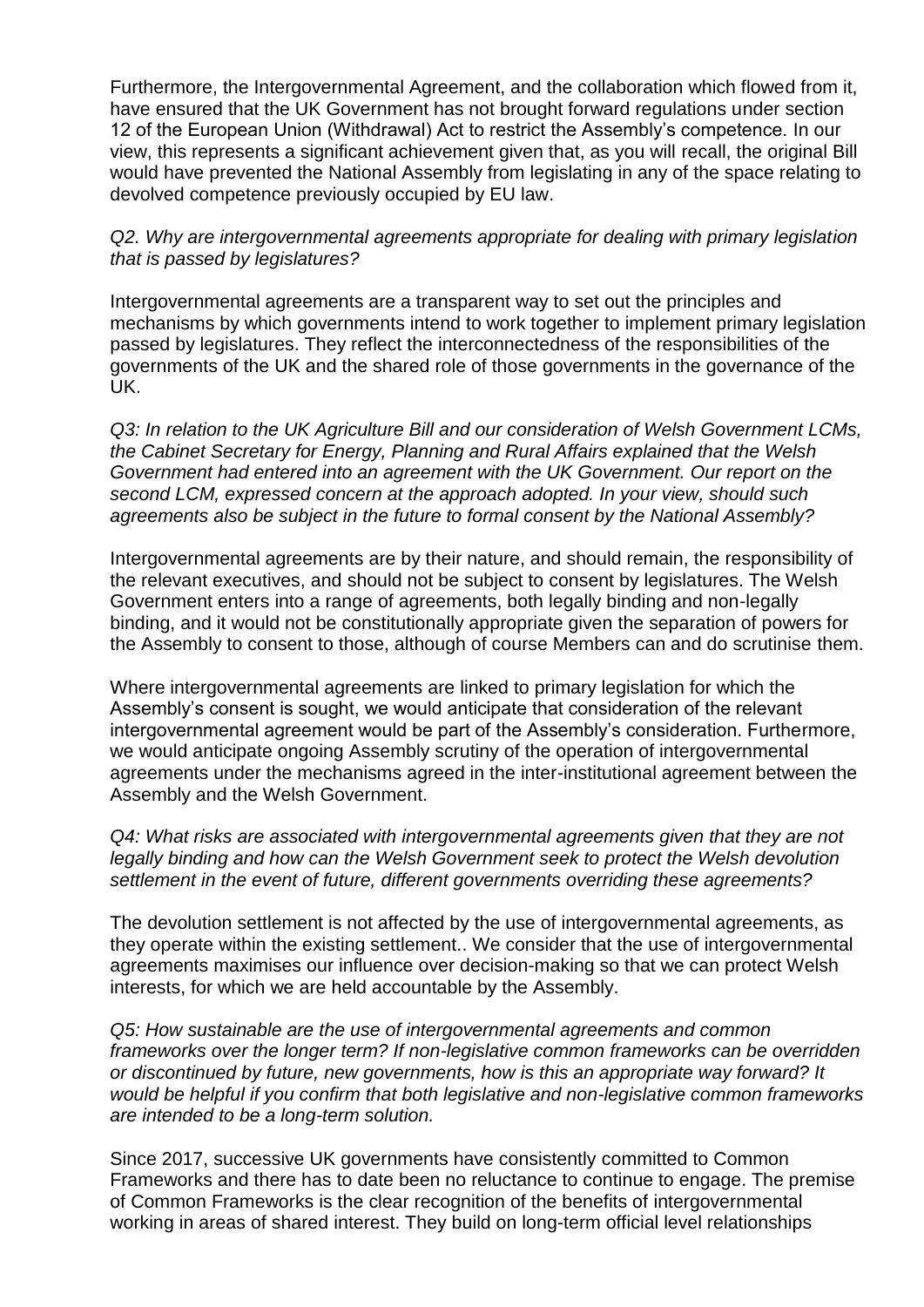Furthermore, the Intergovernmental Agreement, and the collaboration which flowed from it, have ensured that the UK Government has not brought forward regulations under section 12 of the European Union (Withdrawal) Act to restrict the Assembly's competence. In our view, this represents a significant achievement given that, as you will recall, the original Bill would have prevented the National Assembly from legislating in any of the space relating to devolved competence previously occupied by EU law.

*Q2. Why are intergovernmental agreements appropriate for dealing with primary legislation that is passed by legislatures?*

Intergovernmental agreements are a transparent way to set out the principles and mechanisms by which governments intend to work together to implement primary legislation passed by legislatures. They reflect the interconnectedness of the responsibilities of the governments of the UK and the shared role of those governments in the governance of the UK.

*Q3: In relation to the UK Agriculture Bill and our consideration of Welsh Government LCMs, the Cabinet Secretary for Energy, Planning and Rural Affairs explained that the Welsh Government had entered into an agreement with the UK Government. Our report on the second LCM, expressed concern at the approach adopted. In your view, should such agreements also be subject in the future to formal consent by the National Assembly?*

Intergovernmental agreements are by their nature, and should remain, the responsibility of the relevant executives, and should not be subject to consent by legislatures. The Welsh Government enters into a range of agreements, both legally binding and non-legally binding, and it would not be constitutionally appropriate given the separation of powers for the Assembly to consent to those, although of course Members can and do scrutinise them.

Where intergovernmental agreements are linked to primary legislation for which the Assembly's consent is sought, we would anticipate that consideration of the relevant intergovernmental agreement would be part of the Assembly's consideration. Furthermore, we would anticipate ongoing Assembly scrutiny of the operation of intergovernmental agreements under the mechanisms agreed in the inter-institutional agreement between the Assembly and the Welsh Government.

*Q4: What risks are associated with intergovernmental agreements given that they are not legally binding and how can the Welsh Government seek to protect the Welsh devolution settlement in the event of future, different governments overriding these agreements?*

The devolution settlement is not affected by the use of intergovernmental agreements, as they operate within the existing settlement.. We consider that the use of intergovernmental agreements maximises our influence over decision-making so that we can protect Welsh interests, for which we are held accountable by the Assembly.

*Q5: How sustainable are the use of intergovernmental agreements and common frameworks over the longer term? If non-legislative common frameworks can be overridden or discontinued by future, new governments, how is this an appropriate way forward? It would be helpful if you confirm that both legislative and non-legislative common frameworks are intended to be a long-term solution.*

Since 2017, successive UK governments have consistently committed to Common Frameworks and there has to date been no reluctance to continue to engage. The premise of Common Frameworks is the clear recognition of the benefits of intergovernmental working in areas of shared interest. They build on long-term official level relationships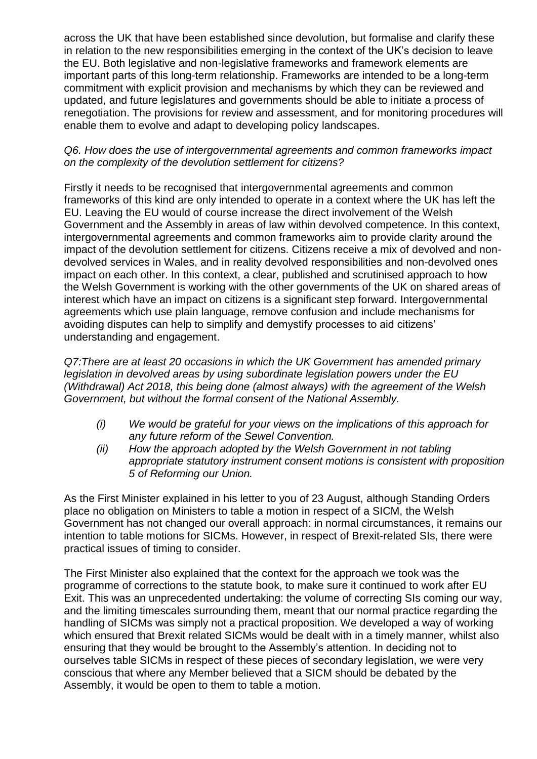across the UK that have been established since devolution, but formalise and clarify these in relation to the new responsibilities emerging in the context of the UK's decision to leave the EU. Both legislative and non-legislative frameworks and framework elements are important parts of this long-term relationship. Frameworks are intended to be a long-term commitment with explicit provision and mechanisms by which they can be reviewed and updated, and future legislatures and governments should be able to initiate a process of renegotiation. The provisions for review and assessment, and for monitoring procedures will enable them to evolve and adapt to developing policy landscapes.

*Q6. How does the use of intergovernmental agreements and common frameworks impact on the complexity of the devolution settlement for citizens?*

Firstly it needs to be recognised that intergovernmental agreements and common frameworks of this kind are only intended to operate in a context where the UK has left the EU. Leaving the EU would of course increase the direct involvement of the Welsh Government and the Assembly in areas of law within devolved competence. In this context, intergovernmental agreements and common frameworks aim to provide clarity around the impact of the devolution settlement for citizens. Citizens receive a mix of devolved and non-devolved services in Wales, and in reality devolved responsibilities and non-devolved ones impact on each other. In this context, a clear, published and scrutinised approach to how the Welsh Government is working with the other governments of the UK on shared areas of interest which have an impact on citizens is a significant step forward. Intergovernmental agreements which use plain language, remove confusion and include mechanisms for avoiding disputes can help to simplify and demystify processes to aid citizens' understanding and engagement.

*Q7:There are at least 20 occasions in which the UK Government has amended primary legislation in devolved areas by using subordinate legislation powers under the EU (Withdrawal) Act 2018, this being done (almost always) with the agreement of the Welsh Government, but without the formal consent of the National Assembly.*

- *(i) We would be grateful for your views on the implications of this approach for any future reform of the Sewel Convention.*
- *(ii) How the approach adopted by the Welsh Government in not tabling appropriate statutory instrument consent motions is consistent with proposition 5 of Reforming our Union.*

As the First Minister explained in his letter to you of 23 August, although Standing Orders place no obligation on Ministers to table a motion in respect of a SICM, the Welsh Government has not changed our overall approach: in normal circumstances, it remains our intention to table motions for SICMs. However, in respect of Brexit-related SIs, there were practical issues of timing to consider.

The First Minister also explained that the context for the approach we took was the programme of corrections to the statute book, to make sure it continued to work after EU Exit. This was an unprecedented undertaking: the volume of correcting SIs coming our way, and the limiting timescales surrounding them, meant that our normal practice regarding the handling of SICMs was simply not a practical proposition. We developed a way of working which ensured that Brexit related SICMs would be dealt with in a timely manner, whilst also ensuring that they would be brought to the Assembly's attention. In deciding not to ourselves table SICMs in respect of these pieces of secondary legislation, we were very conscious that where any Member believed that a SICM should be debated by the Assembly, it would be open to them to table a motion.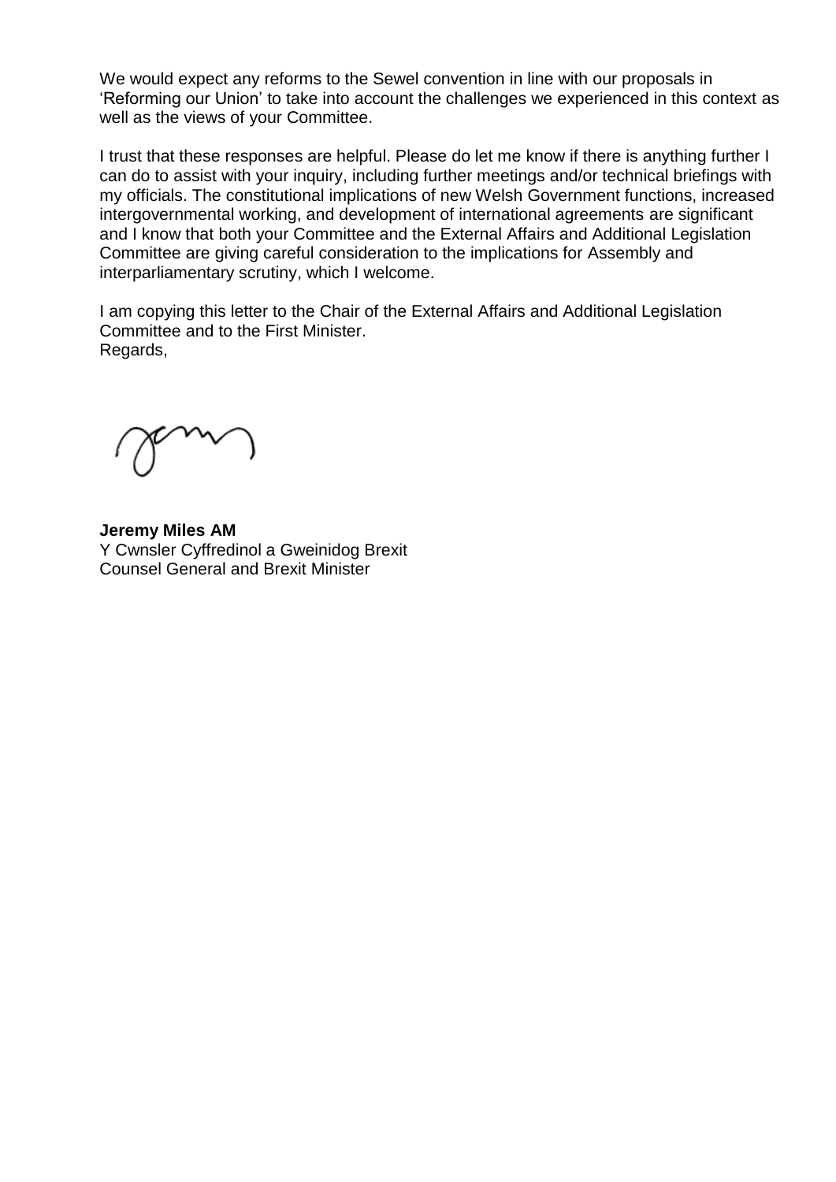We would expect any reforms to the Sewel convention in line with our proposals in 'Reforming our Union' to take into account the challenges we experienced in this context as well as the views of your Committee.

I trust that these responses are helpful. Please do let me know if there is anything further I can do to assist with your inquiry, including further meetings and/or technical briefings with my officials. The constitutional implications of new Welsh Government functions, increased intergovernmental working, and development of international agreements are significant and I know that both your Committee and the External Affairs and Additional Legislation Committee are giving careful consideration to the implications for Assembly and interparliamentary scrutiny, which I welcome.

I am copying this letter to the Chair of the External Affairs and Additional Legislation Committee and to the First Minister.
Regards,

**Jeremy Miles AM**
Y Cwnsler Cyffredinol a Gweinidog Brexit
Counsel General and Brexit Minister